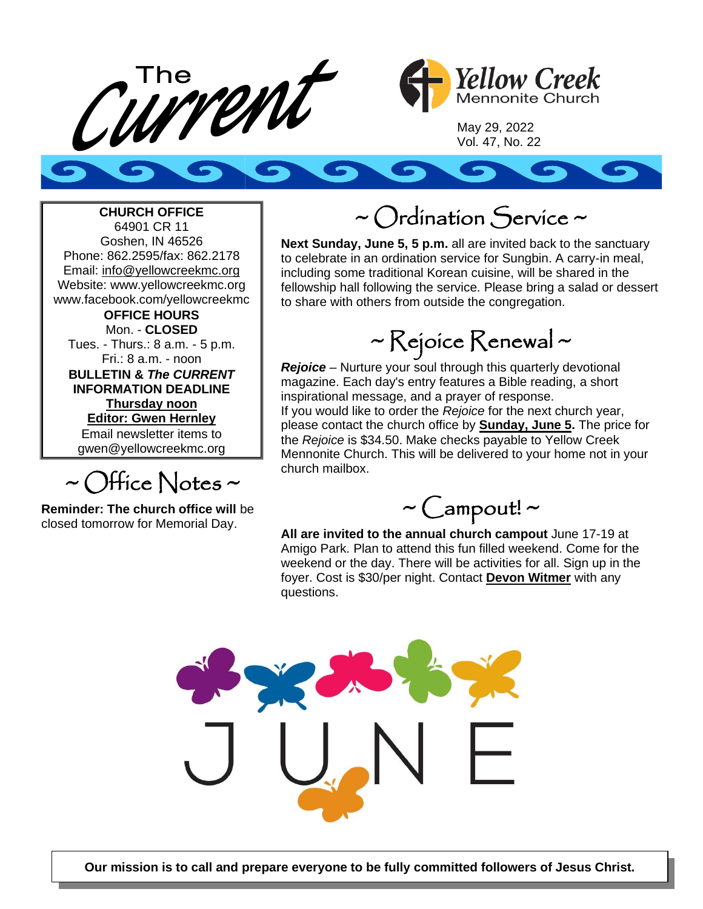# The Current

**Yellow Creek** Mennonite Church

May 29, 2022
Vol. 47, No. 22

**CHURCH OFFICE**
64901 CR 11
Goshen, IN 46526
Phone: 862.2595/fax: 862.2178
Email: info@yellowcreekmc.org
Website: www.yellowcreekmc.org
www.facebook.com/yellowcreekmc

**OFFICE HOURS**
Mon. - **CLOSED**
Tues. - Thurs.: 8 a.m. - 5 p.m.
Fri.: 8 a.m. - noon

**BULLETIN & *The CURRENT* INFORMATION DEADLINE**
**Thursday noon**
**Editor: Gwen Hernley**
Email newsletter items to
gwen@yellowcreekmc.org

## ~ Office Notes ~

**Reminder: The church office will** be closed tomorrow for Memorial Day.

## ~ Ordination Service ~

**Next Sunday, June 5, 5 p.m.** all are invited back to the sanctuary to celebrate in an ordination service for Sungbin. A carry-in meal, including some traditional Korean cuisine, will be shared in the fellowship hall following the service. Please bring a salad or dessert to share with others from outside the congregation.

## ~ Rejoice Renewal ~

***Rejoice*** – Nurture your soul through this quarterly devotional magazine. Each day's entry features a Bible reading, a short inspirational message, and a prayer of response.
If you would like to order the *Rejoice* for the next church year, please contact the church office by **Sunday, June 5.** The price for the *Rejoice* is $34.50. Make checks payable to Yellow Creek Mennonite Church. This will be delivered to your home not in your church mailbox.

## ~ Campout! ~

**All are invited to the annual church campout** June 17-19 at Amigo Park. Plan to attend this fun filled weekend. Come for the weekend or the day. There will be activities for all. Sign up in the foyer. Cost is $30/per night. Contact **Devon Witmer** with any questions.

JUNE

**Our mission is to call and prepare everyone to be fully committed followers of Jesus Christ.**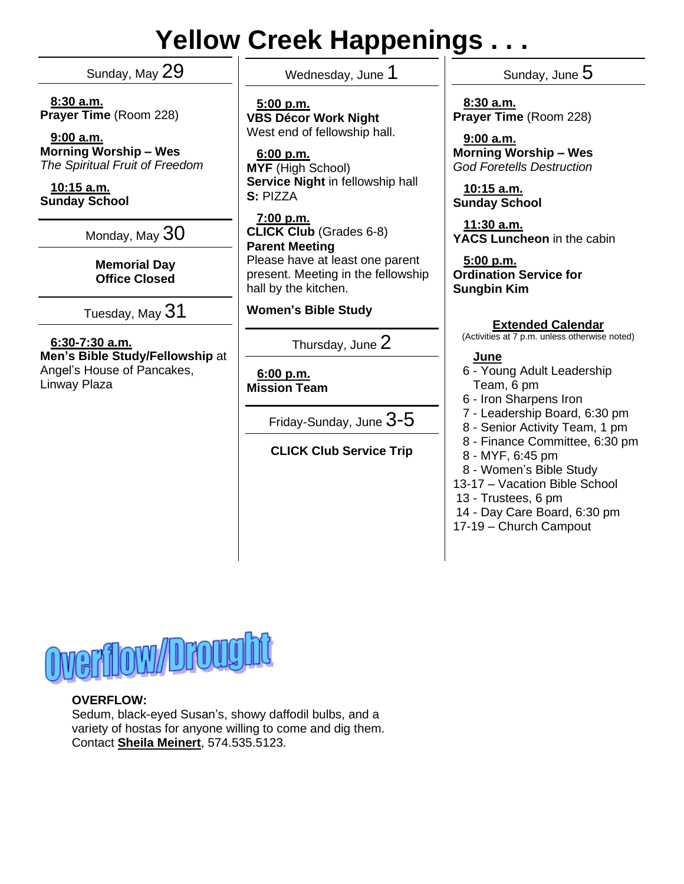# Yellow Creek Happenings . . .

## Sunday, May 29

**8:30 a.m.**
**Prayer Time** (Room 228)

**9:00 a.m.**
**Morning Worship – Wes**
*The Spiritual Fruit of Freedom*

**10:15 a.m.**
**Sunday School**

## Monday, May 30

**Memorial Day**
**Office Closed**

## Tuesday, May 31

**6:30-7:30 a.m.**
**Men's Bible Study/Fellowship** at Angel's House of Pancakes, Linway Plaza

## Wednesday, June 1

**5:00 p.m.**
**VBS Décor Work Night**
West end of fellowship hall.

**6:00 p.m.**
**MYF** (High School)
**Service Night** in fellowship hall
**S:** PIZZA

**7:00 p.m.**
**CLICK Club** (Grades 6-8)
**Parent Meeting**
Please have at least one parent present. Meeting in the fellowship hall by the kitchen.

**Women's Bible Study**

## Thursday, June 2

**6:00 p.m.**
**Mission Team**

## Friday-Sunday, June 3-5

**CLICK Club Service Trip**

## Sunday, June 5

**8:30 a.m.**
**Prayer Time** (Room 228)

**9:00 a.m.**
**Morning Worship – Wes**
*God Foretells Destruction*

**10:15 a.m.**
**Sunday School**

**11:30 a.m.**
**YACS Luncheon** in the cabin

**5:00 p.m.**
**Ordination Service for Sungbin Kim**

### Extended Calendar

(Activities at 7 p.m. unless otherwise noted)

**June**

- 6 - Young Adult Leadership Team, 6 pm
- 6 - Iron Sharpens Iron
- 7 - Leadership Board, 6:30 pm
- 8 - Senior Activity Team, 1 pm
- 8 - Finance Committee, 6:30 pm
- 8 - MYF, 6:45 pm
- 8 - Women's Bible Study
- 13-17 – Vacation Bible School
- 13 - Trustees, 6 pm
- 14 - Day Care Board, 6:30 pm
- 17-19 – Church Campout

## Overflow/Drought

**OVERFLOW:**
Sedum, black-eyed Susan's, showy daffodil bulbs, and a variety of hostas for anyone willing to come and dig them. Contact **Sheila Meinert**, 574.535.5123.